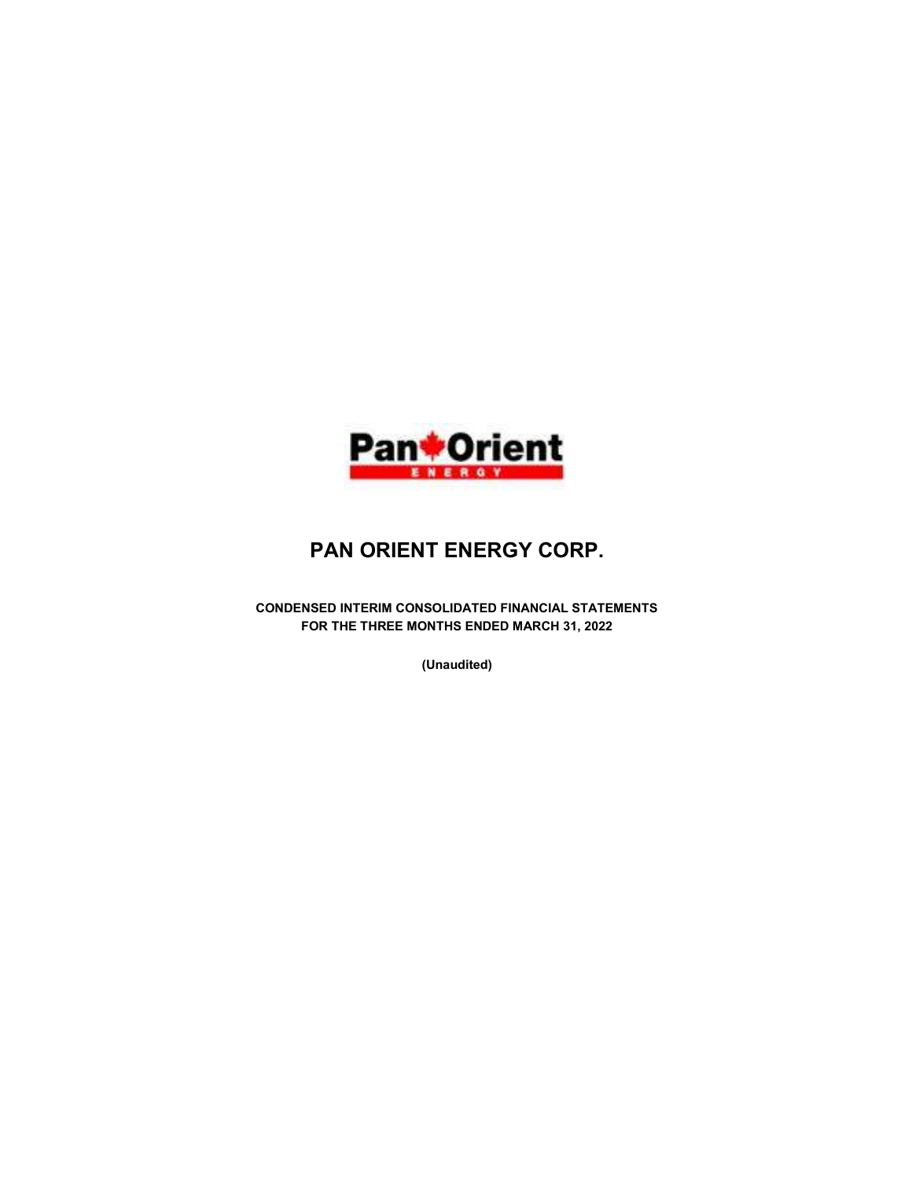# PAN ORIENT ENERGY CORP.

**CONDENSED INTERIM CONSOLIDATED FINANCIAL STATEMENTS**
**FOR THE THREE MONTHS ENDED MARCH 31, 2022**

**(Unaudited)**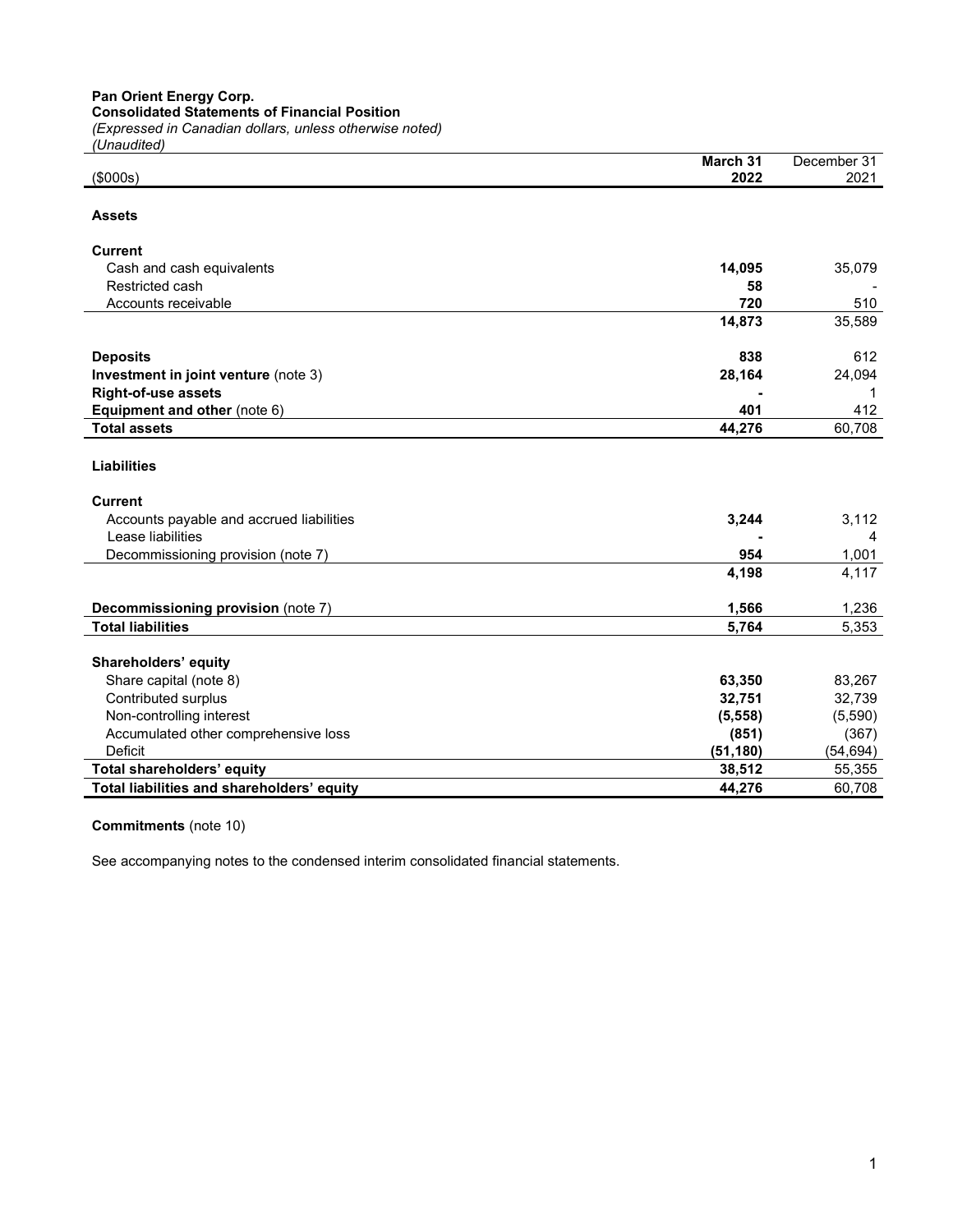**Pan Orient Energy Corp.**
**Consolidated Statements of Financial Position**
*(Expressed in Canadian dollars, unless otherwise noted)*
*(Unaudited)*

| ($000s) | March 31 2022 | December 31 2021 |
|---|---|---|
| **Assets** | | |
| **Current** | | |
| Cash and cash equivalents | **14,095** | 35,079 |
| Restricted cash | **58** | - |
| Accounts receivable | **720** | 510 |
| | **14,873** | 35,589 |
| **Deposits** | **838** | 612 |
| **Investment in joint venture** (note 3) | **28,164** | 24,094 |
| **Right-of-use assets** | **-** | 1 |
| **Equipment and other** (note 6) | **401** | 412 |
| **Total assets** | **44,276** | 60,708 |
| **Liabilities** | | |
| **Current** | | |
| Accounts payable and accrued liabilities | **3,244** | 3,112 |
| Lease liabilities | **-** | 4 |
| Decommissioning provision (note 7) | **954** | 1,001 |
| | **4,198** | 4,117 |
| **Decommissioning provision** (note 7) | **1,566** | 1,236 |
| **Total liabilities** | **5,764** | 5,353 |
| **Shareholders' equity** | | |
| Share capital (note 8) | **63,350** | 83,267 |
| Contributed surplus | **32,751** | 32,739 |
| Non-controlling interest | **(5,558)** | (5,590) |
| Accumulated other comprehensive loss | **(851)** | (367) |
| Deficit | **(51,180)** | (54,694) |
| **Total shareholders' equity** | **38,512** | 55,355 |
| **Total liabilities and shareholders' equity** | **44,276** | 60,708 |

**Commitments** (note 10)

See accompanying notes to the condensed interim consolidated financial statements.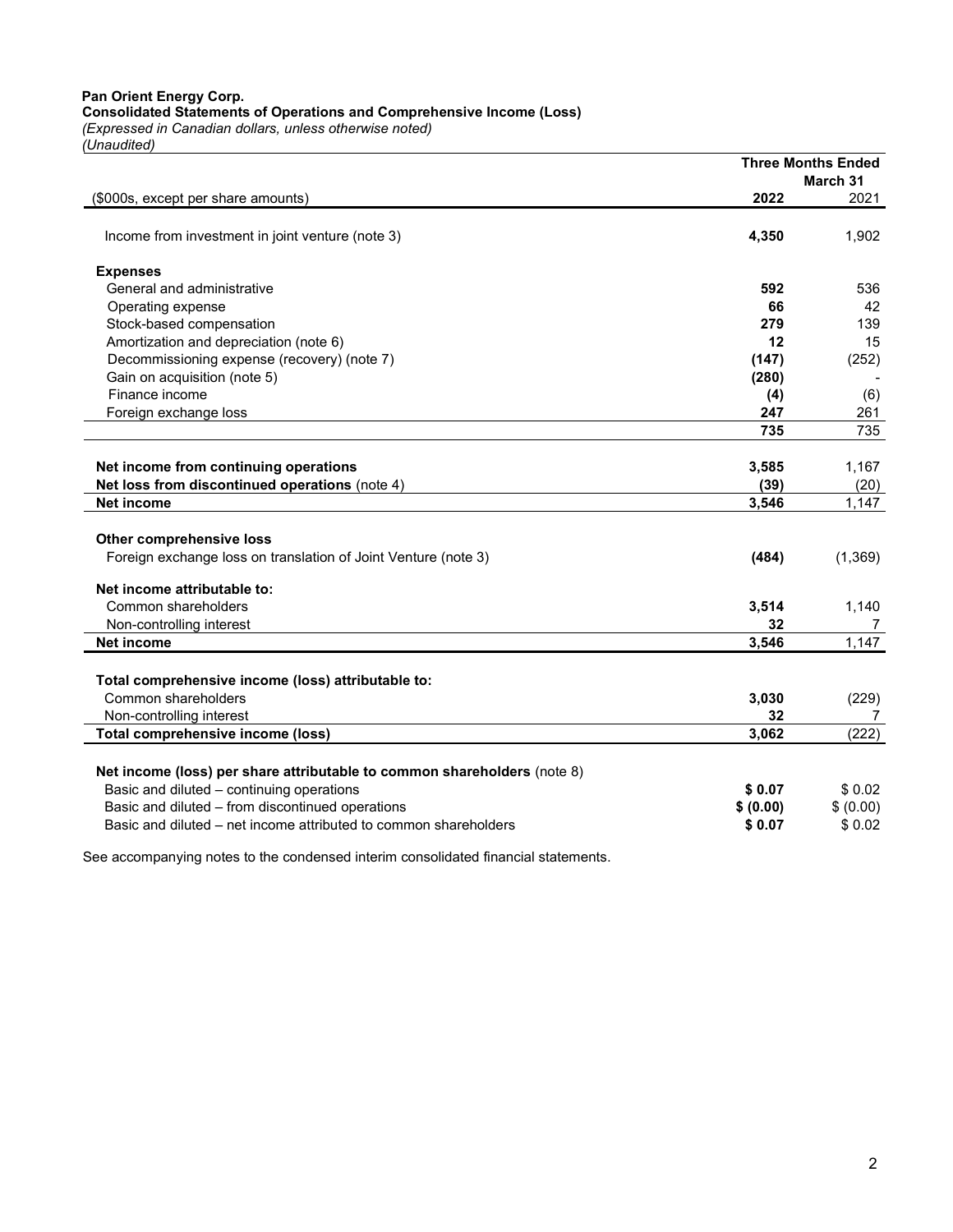**Pan Orient Energy Corp.**
**Consolidated Statements of Operations and Comprehensive Income (Loss)**
*(Expressed in Canadian dollars, unless otherwise noted)*
*(Unaudited)*

| | Three Months Ended March 31 | |
|---|---|---|
| ($000s, except per share amounts) | **2022** | 2021 |
| Income from investment in joint venture (note 3) | **4,350** | 1,902 |
| **Expenses** | | |
| General and administrative | **592** | 536 |
| Operating expense | **66** | 42 |
| Stock-based compensation | **279** | 139 |
| Amortization and depreciation (note 6) | **12** | 15 |
| Decommissioning expense (recovery) (note 7) | **(147)** | (252) |
| Gain on acquisition (note 5) | **(280)** | - |
| Finance income | **(4)** | (6) |
| Foreign exchange loss | **247** | 261 |
| | **735** | 735 |
| **Net income from continuing operations** | **3,585** | 1,167 |
| **Net loss from discontinued operations** (note 4) | **(39)** | (20) |
| **Net income** | **3,546** | 1,147 |
| **Other comprehensive loss** | | |
| Foreign exchange loss on translation of Joint Venture (note 3) | **(484)** | (1,369) |
| **Net income attributable to:** | | |
| Common shareholders | **3,514** | 1,140 |
| Non-controlling interest | **32** | 7 |
| **Net income** | **3,546** | 1,147 |
| **Total comprehensive income (loss) attributable to:** | | |
| Common shareholders | **3,030** | (229) |
| Non-controlling interest | **32** | 7 |
| **Total comprehensive income (loss)** | **3,062** | (222) |
| **Net income (loss) per share attributable to common shareholders** (note 8) | | |
| Basic and diluted – continuing operations | **$ 0.07** | $ 0.02 |
| Basic and diluted – from discontinued operations | **$ (0.00)** | $ (0.00) |
| Basic and diluted – net income attributed to common shareholders | **$ 0.07** | $ 0.02 |

See accompanying notes to the condensed interim consolidated financial statements.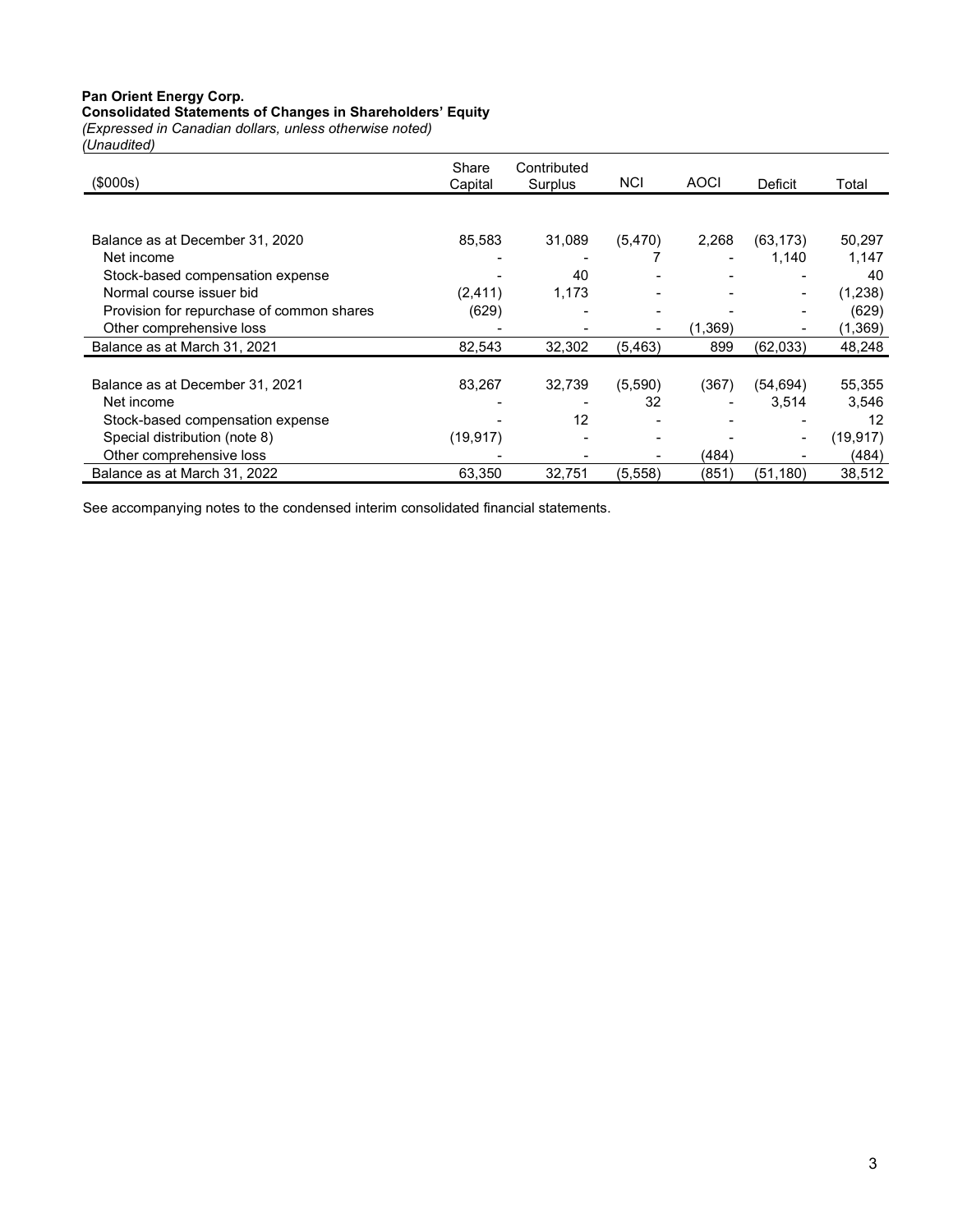**Pan Orient Energy Corp.**
**Consolidated Statements of Changes in Shareholders' Equity**
*(Expressed in Canadian dollars, unless otherwise noted)*
*(Unaudited)*

| ($000s) | Share Capital | Contributed Surplus | NCI | AOCI | Deficit | Total |
|---|---|---|---|---|---|---|
| Balance as at December 31, 2020 | 85,583 | 31,089 | (5,470) | 2,268 | (63,173) | 50,297 |
| Net income | - | - | 7 | - | 1,140 | 1,147 |
| Stock-based compensation expense | - | 40 | - | - | - | 40 |
| Normal course issuer bid | (2,411) | 1,173 | - | - | - | (1,238) |
| Provision for repurchase of common shares | (629) | - | - | - | - | (629) |
| Other comprehensive loss | - | - | - | (1,369) | - | (1,369) |
| Balance as at March 31, 2021 | 82,543 | 32,302 | (5,463) | 899 | (62,033) | 48,248 |
| | | | | | | |
| Balance as at December 31, 2021 | 83,267 | 32,739 | (5,590) | (367) | (54,694) | 55,355 |
| Net income | - | - | 32 | - | 3,514 | 3,546 |
| Stock-based compensation expense | - | 12 | - | - | - | 12 |
| Special distribution (note 8) | (19,917) | - | - | - | - | (19,917) |
| Other comprehensive loss | - | - | - | (484) | - | (484) |
| Balance as at March 31, 2022 | 63,350 | 32,751 | (5,558) | (851) | (51,180) | 38,512 |

See accompanying notes to the condensed interim consolidated financial statements.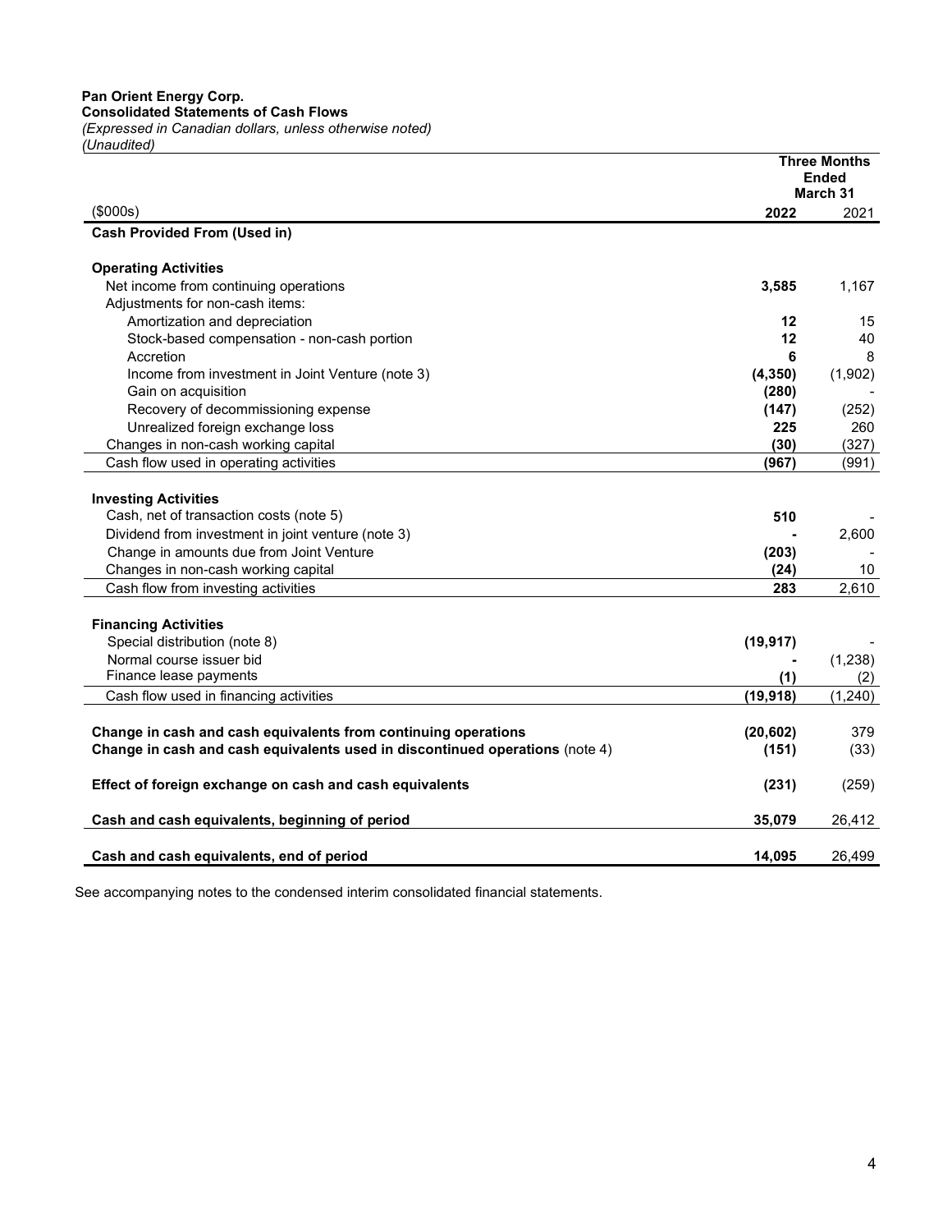**Pan Orient Energy Corp.**
**Consolidated Statements of Cash Flows**
*(Expressed in Canadian dollars, unless otherwise noted)*
*(Unaudited)*

| ($000s) | Three Months Ended March 31 2022 | 2021 |
|---|---|---|
| **Cash Provided From (Used in)** | | |
| **Operating Activities** | | |
| Net income from continuing operations | **3,585** | 1,167 |
| Adjustments for non-cash items: | | |
| Amortization and depreciation | **12** | 15 |
| Stock-based compensation - non-cash portion | **12** | 40 |
| Accretion | **6** | 8 |
| Income from investment in Joint Venture (note 3) | **(4,350)** | (1,902) |
| Gain on acquisition | **(280)** | - |
| Recovery of decommissioning expense | **(147)** | (252) |
| Unrealized foreign exchange loss | **225** | 260 |
| Changes in non-cash working capital | **(30)** | (327) |
| Cash flow used in operating activities | **(967)** | (991) |
| **Investing Activities** | | |
| Cash, net of transaction costs (note 5) | **510** | - |
| Dividend from investment in joint venture (note 3) | **-** | 2,600 |
| Change in amounts due from Joint Venture | **(203)** | - |
| Changes in non-cash working capital | **(24)** | 10 |
| Cash flow from investing activities | **283** | 2,610 |
| **Financing Activities** | | |
| Special distribution (note 8) | **(19,917)** | - |
| Normal course issuer bid | **-** | (1,238) |
| Finance lease payments | **(1)** | (2) |
| Cash flow used in financing activities | **(19,918)** | (1,240) |
| **Change in cash and cash equivalents from continuing operations** | **(20,602)** | 379 |
| **Change in cash and cash equivalents used in discontinued operations** (note 4) | **(151)** | (33) |
| **Effect of foreign exchange on cash and cash equivalents** | **(231)** | (259) |
| **Cash and cash equivalents, beginning of period** | **35,079** | 26,412 |
| **Cash and cash equivalents, end of period** | **14,095** | 26,499 |

See accompanying notes to the condensed interim consolidated financial statements.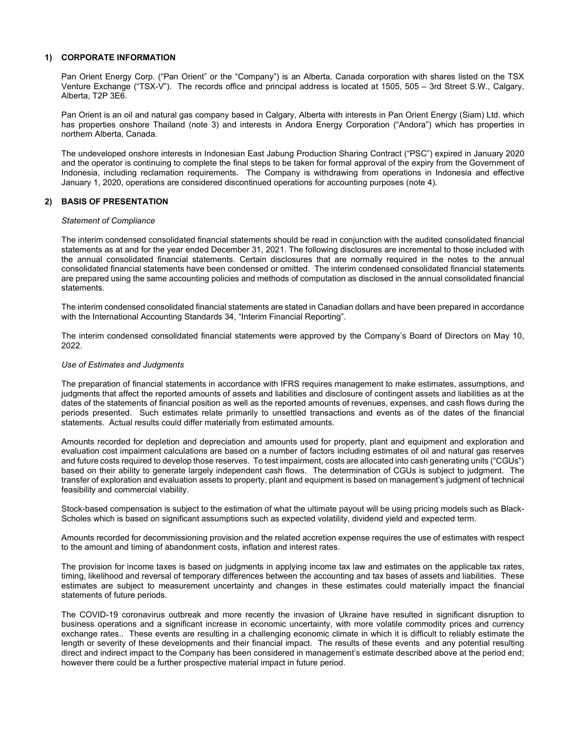## 1) CORPORATE INFORMATION

Pan Orient Energy Corp. ("Pan Orient" or the "Company") is an Alberta, Canada corporation with shares listed on the TSX Venture Exchange ("TSX-V"). The records office and principal address is located at 1505, 505 – 3rd Street S.W., Calgary, Alberta, T2P 3E6.

Pan Orient is an oil and natural gas company based in Calgary, Alberta with interests in Pan Orient Energy (Siam) Ltd. which has properties onshore Thailand (note 3) and interests in Andora Energy Corporation ("Andora") which has properties in northern Alberta, Canada.

The undeveloped onshore interests in Indonesian East Jabung Production Sharing Contract ("PSC") expired in January 2020 and the operator is continuing to complete the final steps to be taken for formal approval of the expiry from the Government of Indonesia, including reclamation requirements. The Company is withdrawing from operations in Indonesia and effective January 1, 2020, operations are considered discontinued operations for accounting purposes (note 4).

## 2) BASIS OF PRESENTATION

*Statement of Compliance*

The interim condensed consolidated financial statements should be read in conjunction with the audited consolidated financial statements as at and for the year ended December 31, 2021. The following disclosures are incremental to those included with the annual consolidated financial statements. Certain disclosures that are normally required in the notes to the annual consolidated financial statements have been condensed or omitted. The interim condensed consolidated financial statements are prepared using the same accounting policies and methods of computation as disclosed in the annual consolidated financial statements.

The interim condensed consolidated financial statements are stated in Canadian dollars and have been prepared in accordance with the International Accounting Standards 34, "Interim Financial Reporting".

The interim condensed consolidated financial statements were approved by the Company's Board of Directors on May 10, 2022.

*Use of Estimates and Judgments*

The preparation of financial statements in accordance with IFRS requires management to make estimates, assumptions, and judgments that affect the reported amounts of assets and liabilities and disclosure of contingent assets and liabilities as at the dates of the statements of financial position as well as the reported amounts of revenues, expenses, and cash flows during the periods presented. Such estimates relate primarily to unsettled transactions and events as of the dates of the financial statements. Actual results could differ materially from estimated amounts.

Amounts recorded for depletion and depreciation and amounts used for property, plant and equipment and exploration and evaluation cost impairment calculations are based on a number of factors including estimates of oil and natural gas reserves and future costs required to develop those reserves. To test impairment, costs are allocated into cash generating units ("CGUs") based on their ability to generate largely independent cash flows. The determination of CGUs is subject to judgment. The transfer of exploration and evaluation assets to property, plant and equipment is based on management's judgment of technical feasibility and commercial viability.

Stock-based compensation is subject to the estimation of what the ultimate payout will be using pricing models such as Black-Scholes which is based on significant assumptions such as expected volatility, dividend yield and expected term.

Amounts recorded for decommissioning provision and the related accretion expense requires the use of estimates with respect to the amount and timing of abandonment costs, inflation and interest rates.

The provision for income taxes is based on judgments in applying income tax law and estimates on the applicable tax rates, timing, likelihood and reversal of temporary differences between the accounting and tax bases of assets and liabilities. These estimates are subject to measurement uncertainty and changes in these estimates could materially impact the financial statements of future periods.

The COVID-19 coronavirus outbreak and more recently the invasion of Ukraine have resulted in significant disruption to business operations and a significant increase in economic uncertainty, with more volatile commodity prices and currency exchange rates.. These events are resulting in a challenging economic climate in which it is difficult to reliably estimate the length or severity of these developments and their financial impact. The results of these events and any potential resulting direct and indirect impact to the Company has been considered in management's estimate described above at the period end; however there could be a further prospective material impact in future period.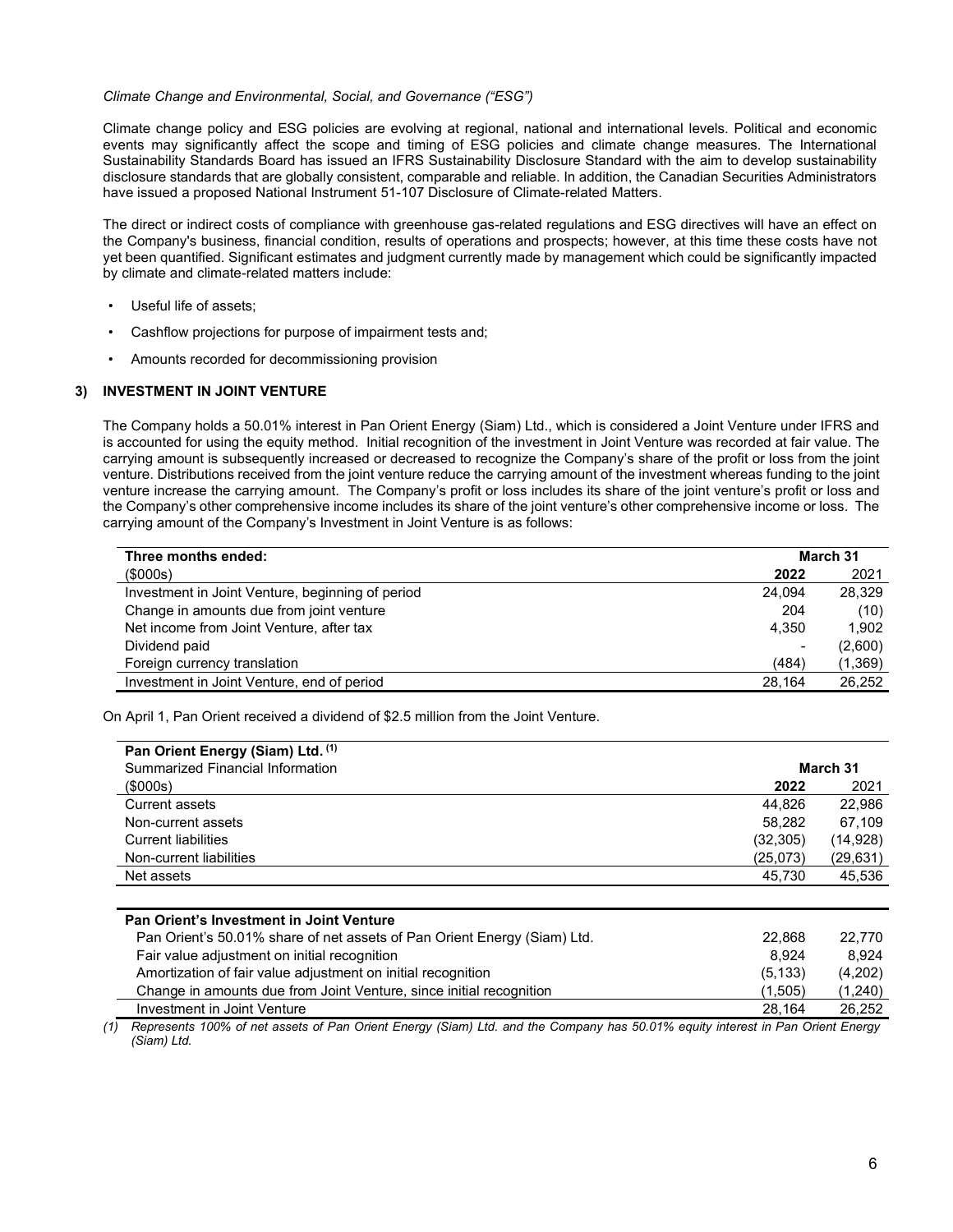*Climate Change and Environmental, Social, and Governance ("ESG")*

Climate change policy and ESG policies are evolving at regional, national and international levels. Political and economic events may significantly affect the scope and timing of ESG policies and climate change measures. The International Sustainability Standards Board has issued an IFRS Sustainability Disclosure Standard with the aim to develop sustainability disclosure standards that are globally consistent, comparable and reliable. In addition, the Canadian Securities Administrators have issued a proposed National Instrument 51-107 Disclosure of Climate-related Matters.

The direct or indirect costs of compliance with greenhouse gas-related regulations and ESG directives will have an effect on the Company's business, financial condition, results of operations and prospects; however, at this time these costs have not yet been quantified. Significant estimates and judgment currently made by management which could be significantly impacted by climate and climate-related matters include:

- Useful life of assets;
- Cashflow projections for purpose of impairment tests and;
- Amounts recorded for decommissioning provision

## 3) INVESTMENT IN JOINT VENTURE

The Company holds a 50.01% interest in Pan Orient Energy (Siam) Ltd., which is considered a Joint Venture under IFRS and is accounted for using the equity method. Initial recognition of the investment in Joint Venture was recorded at fair value. The carrying amount is subsequently increased or decreased to recognize the Company's share of the profit or loss from the joint venture. Distributions received from the joint venture reduce the carrying amount of the investment whereas funding to the joint venture increase the carrying amount. The Company's profit or loss includes its share of the joint venture's profit or loss and the Company's other comprehensive income includes its share of the joint venture's other comprehensive income or loss. The carrying amount of the Company's Investment in Joint Venture is as follows:

| **Three months ended:** | **March 31** | |
|---|---|---|
| ($000s) | **2022** | 2021 |
| Investment in Joint Venture, beginning of period | 24,094 | 28,329 |
| Change in amounts due from joint venture | 204 | (10) |
| Net income from Joint Venture, after tax | 4,350 | 1,902 |
| Dividend paid | - | (2,600) |
| Foreign currency translation | (484) | (1,369) |
| Investment in Joint Venture, end of period | 28,164 | 26,252 |

On April 1, Pan Orient received a dividend of $2.5 million from the Joint Venture.

| **Pan Orient Energy (Siam) Ltd.** [(1)] | | |
|---|---|---|
| Summarized Financial Information | **March 31** | |
| ($000s) | **2022** | 2021 |
| Current assets | 44,826 | 22,986 |
| Non-current assets | 58,282 | 67,109 |
| Current liabilities | (32,305) | (14,928) |
| Non-current liabilities | (25,073) | (29,631) |
| Net assets | 45,730 | 45,536 |

| **Pan Orient's Investment in Joint Venture** | | |
|---|---|---|
| Pan Orient's 50.01% share of net assets of Pan Orient Energy (Siam) Ltd. | 22,868 | 22,770 |
| Fair value adjustment on initial recognition | 8,924 | 8,924 |
| Amortization of fair value adjustment on initial recognition | (5,133) | (4,202) |
| Change in amounts due from Joint Venture, since initial recognition | (1,505) | (1,240) |
| Investment in Joint Venture | 28,164 | 26,252 |

*(1) Represents 100% of net assets of Pan Orient Energy (Siam) Ltd. and the Company has 50.01% equity interest in Pan Orient Energy (Siam) Ltd.*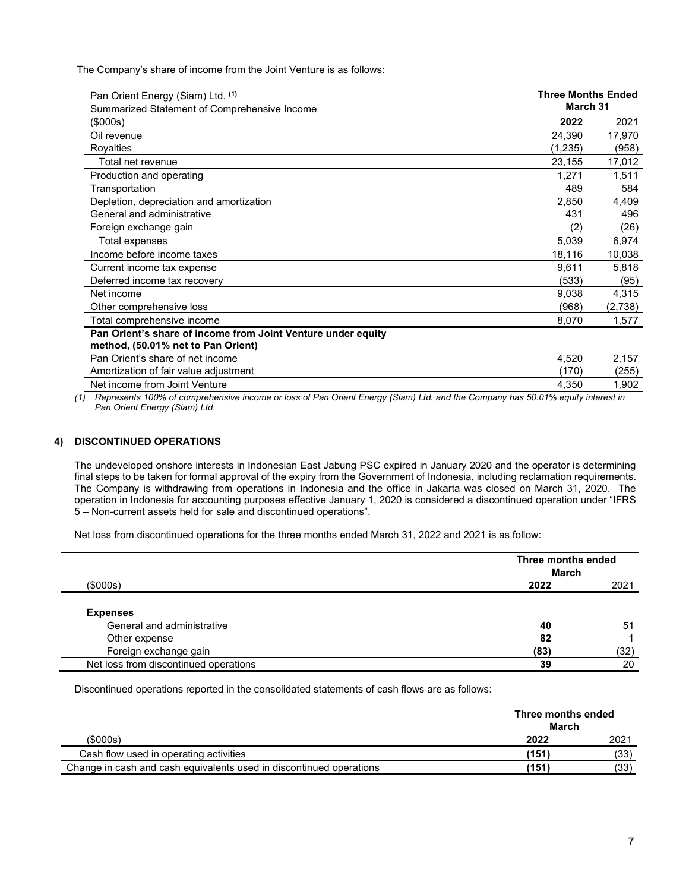The Company's share of income from the Joint Venture is as follows:

| Pan Orient Energy (Siam) Ltd. [(1)] Summarized Statement of Comprehensive Income | Three Months Ended March 31 | |
|---|---|---|
| ($000s) | **2022** | 2021 |
| Oil revenue | 24,390 | 17,970 |
| Royalties | (1,235) | (958) |
| Total net revenue | 23,155 | 17,012 |
| Production and operating | 1,271 | 1,511 |
| Transportation | 489 | 584 |
| Depletion, depreciation and amortization | 2,850 | 4,409 |
| General and administrative | 431 | 496 |
| Foreign exchange gain | (2) | (26) |
| Total expenses | 5,039 | 6,974 |
| Income before income taxes | 18,116 | 10,038 |
| Current income tax expense | 9,611 | 5,818 |
| Deferred income tax recovery | (533) | (95) |
| Net income | 9,038 | 4,315 |
| Other comprehensive loss | (968) | (2,738) |
| Total comprehensive income | 8,070 | 1,577 |
| **Pan Orient's share of income from Joint Venture under equity method, (50.01% net to Pan Orient)** | | |
| Pan Orient's share of net income | 4,520 | 2,157 |
| Amortization of fair value adjustment | (170) | (255) |
| Net income from Joint Venture | 4,350 | 1,902 |

*(1) Represents 100% of comprehensive income or loss of Pan Orient Energy (Siam) Ltd. and the Company has 50.01% equity interest in Pan Orient Energy (Siam) Ltd.*

## 4) DISCONTINUED OPERATIONS

The undeveloped onshore interests in Indonesian East Jabung PSC expired in January 2020 and the operator is determining final steps to be taken for formal approval of the expiry from the Government of Indonesia, including reclamation requirements. The Company is withdrawing from operations in Indonesia and the office in Jakarta was closed on March 31, 2020. The operation in Indonesia for accounting purposes effective January 1, 2020 is considered a discontinued operation under "IFRS 5 – Non-current assets held for sale and discontinued operations".

Net loss from discontinued operations for the three months ended March 31, 2022 and 2021 is as follow:

| | Three months ended March | |
|---|---|---|
| ($000s) | **2022** | 2021 |
| **Expenses** | | |
| General and administrative | **40** | 51 |
| Other expense | **82** | 1 |
| Foreign exchange gain | **(83)** | (32) |
| Net loss from discontinued operations | **39** | 20 |

Discontinued operations reported in the consolidated statements of cash flows are as follows:

| | Three months ended March | |
|---|---|---|
| ($000s) | **2022** | 2021 |
| Cash flow used in operating activities | **(151)** | (33) |
| Change in cash and cash equivalents used in discontinued operations | **(151)** | (33) |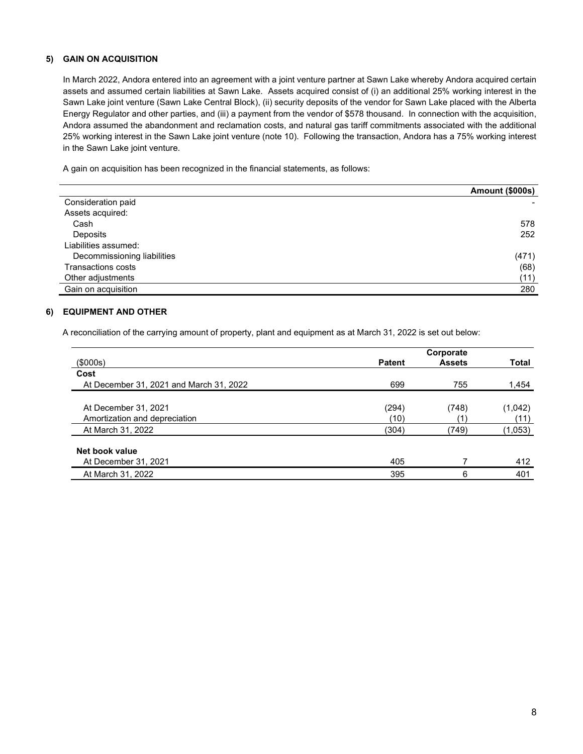## 5) GAIN ON ACQUISITION

In March 2022, Andora entered into an agreement with a joint venture partner at Sawn Lake whereby Andora acquired certain assets and assumed certain liabilities at Sawn Lake. Assets acquired consist of (i) an additional 25% working interest in the Sawn Lake joint venture (Sawn Lake Central Block), (ii) security deposits of the vendor for Sawn Lake placed with the Alberta Energy Regulator and other parties, and (iii) a payment from the vendor of $578 thousand. In connection with the acquisition, Andora assumed the abandonment and reclamation costs, and natural gas tariff commitments associated with the additional 25% working interest in the Sawn Lake joint venture (note 10). Following the transaction, Andora has a 75% working interest in the Sawn Lake joint venture.

A gain on acquisition has been recognized in the financial statements, as follows:

| | Amount ($000s) |
|---|---|
| Consideration paid | - |
| Assets acquired: | |
| Cash | 578 |
| Deposits | 252 |
| Liabilities assumed: | |
| Decommissioning liabilities | (471) |
| Transactions costs | (68) |
| Other adjustments | (11) |
| Gain on acquisition | 280 |

## 6) EQUIPMENT AND OTHER

A reconciliation of the carrying amount of property, plant and equipment as at March 31, 2022 is set out below:

| ($000s) | Patent | Corporate Assets | Total |
|---|---|---|---|
| **Cost** | | | |
| At December 31, 2021 and March 31, 2022 | 699 | 755 | 1,454 |
| | | | |
| At December 31, 2021 | (294) | (748) | (1,042) |
| Amortization and depreciation | (10) | (1) | (11) |
| At March 31, 2022 | (304) | (749) | (1,053) |
| | | | |
| **Net book value** | | | |
| At December 31, 2021 | 405 | 7 | 412 |
| At March 31, 2022 | 395 | 6 | 401 |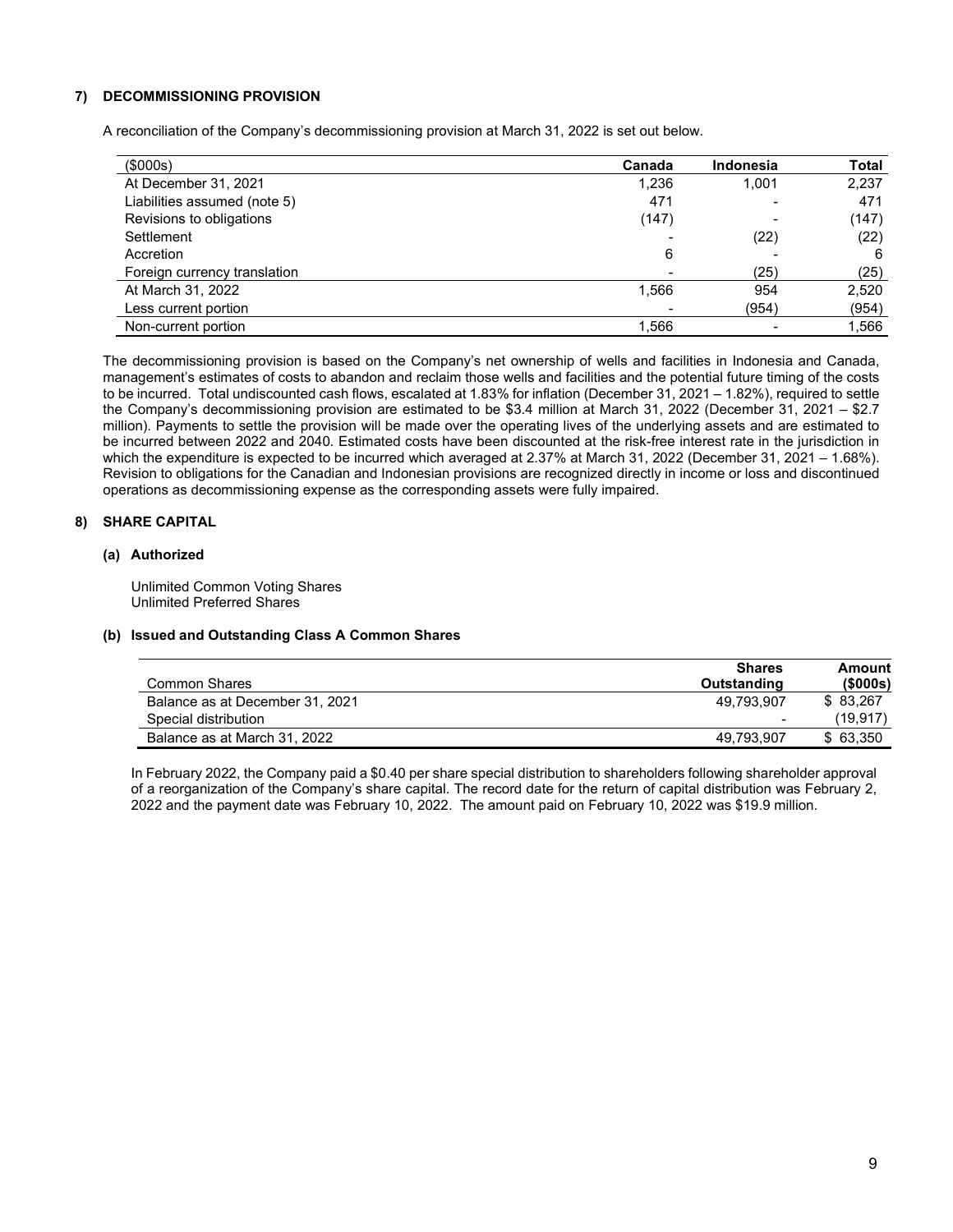## 7) DECOMMISSIONING PROVISION

A reconciliation of the Company's decommissioning provision at March 31, 2022 is set out below.

| ($000s) | Canada | Indonesia | Total |
|---|---|---|---|
| At December 31, 2021 | 1,236 | 1,001 | 2,237 |
| Liabilities assumed (note 5) | 471 | - | 471 |
| Revisions to obligations | (147) | - | (147) |
| Settlement | - | (22) | (22) |
| Accretion | 6 | - | 6 |
| Foreign currency translation | - | (25) | (25) |
| At March 31, 2022 | 1,566 | 954 | 2,520 |
| Less current portion | - | (954) | (954) |
| Non-current portion | 1,566 | - | 1,566 |

The decommissioning provision is based on the Company's net ownership of wells and facilities in Indonesia and Canada, management's estimates of costs to abandon and reclaim those wells and facilities and the potential future timing of the costs to be incurred. Total undiscounted cash flows, escalated at 1.83% for inflation (December 31, 2021 – 1.82%), required to settle the Company's decommissioning provision are estimated to be $3.4 million at March 31, 2022 (December 31, 2021 – $2.7 million). Payments to settle the provision will be made over the operating lives of the underlying assets and are estimated to be incurred between 2022 and 2040. Estimated costs have been discounted at the risk-free interest rate in the jurisdiction in which the expenditure is expected to be incurred which averaged at 2.37% at March 31, 2022 (December 31, 2021 – 1.68%). Revision to obligations for the Canadian and Indonesian provisions are recognized directly in income or loss and discontinued operations as decommissioning expense as the corresponding assets were fully impaired.

## 8) SHARE CAPITAL

### (a) Authorized

Unlimited Common Voting Shares
Unlimited Preferred Shares

### (b) Issued and Outstanding Class A Common Shares

| Common Shares | Shares Outstanding | Amount ($000s) |
|---|---|---|
| Balance as at December 31, 2021 | 49,793,907 | $ 83,267 |
| Special distribution | - | (19,917) |
| Balance as at March 31, 2022 | 49,793,907 | $ 63,350 |

In February 2022, the Company paid a $0.40 per share special distribution to shareholders following shareholder approval of a reorganization of the Company's share capital. The record date for the return of capital distribution was February 2, 2022 and the payment date was February 10, 2022. The amount paid on February 10, 2022 was $19.9 million.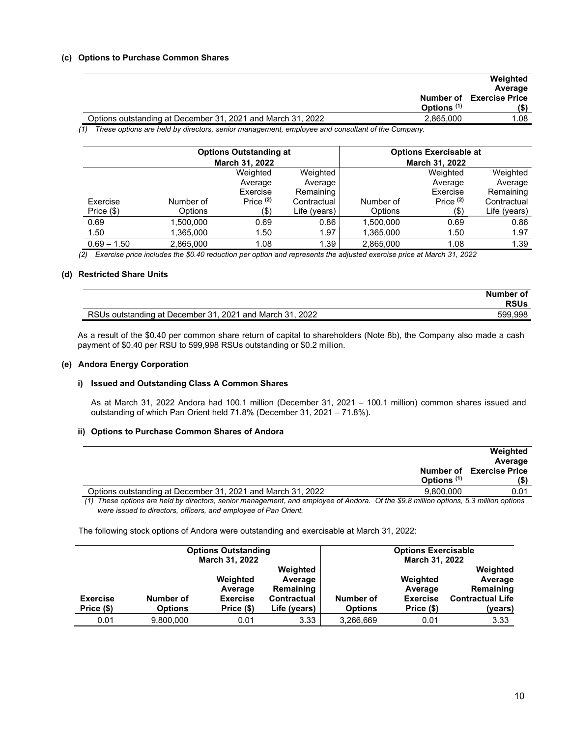### (c) Options to Purchase Common Shares

| | Number of Options (1) | Weighted Average Exercise Price ($) |
|---|---|---|
| Options outstanding at December 31, 2021 and March 31, 2022 | 2,865,000 | 1.08 |

*(1) These options are held by directors, senior management, employee and consultant of the Company.*

| Options Outstanding at March 31, 2022 | | | | Options Exercisable at March 31, 2022 | | |
|---|---|---|---|---|---|---|
| Exercise Price ($) | Number of Options | Weighted Average Exercise Price (2) ($) | Weighted Average Remaining Contractual Life (years) | Number of Options | Weighted Average Exercise Price (2) ($) | Weighted Average Remaining Contractual Life (years) |
| 0.69 | 1,500,000 | 0.69 | 0.86 | 1,500,000 | 0.69 | 0.86 |
| 1.50 | 1,365,000 | 1.50 | 1.97 | 1,365,000 | 1.50 | 1.97 |
| 0.69 – 1.50 | 2,865,000 | 1.08 | 1.39 | 2,865,000 | 1.08 | 1.39 |

*(2) Exercise price includes the $0.40 reduction per option and represents the adjusted exercise price at March 31, 2022*

### (d) Restricted Share Units

| | Number of RSUs |
|---|---|
| RSUs outstanding at December 31, 2021 and March 31, 2022 | 599,998 |

As a result of the $0.40 per common share return of capital to shareholders (Note 8b), the Company also made a cash payment of $0.40 per RSU to 599,998 RSUs outstanding or $0.2 million.

### (e) Andora Energy Corporation

#### i) Issued and Outstanding Class A Common Shares

As at March 31, 2022 Andora had 100.1 million (December 31, 2021 – 100.1 million) common shares issued and outstanding of which Pan Orient held 71.8% (December 31, 2021 – 71.8%).

#### ii) Options to Purchase Common Shares of Andora

| | Number of Options (1) | Weighted Average Exercise Price ($) |
|---|---|---|
| Options outstanding at December 31, 2021 and March 31, 2022 | 9,800,000 | 0.01 |

*(1) These options are held by directors, senior management, and employee of Andora. Of the $9.8 million options, 5.3 million options were issued to directors, officers, and employee of Pan Orient.*

The following stock options of Andora were outstanding and exercisable at March 31, 2022:

| Options Outstanding March 31, 2022 | | | | Options Exercisable March 31, 2022 | | |
|---|---|---|---|---|---|---|
| **Exercise Price ($)** | **Number of Options** | **Weighted Average Exercise Price ($)** | **Weighted Average Remaining Contractual Life (years)** | **Number of Options** | **Weighted Average Exercise Price ($)** | **Weighted Average Remaining Contractual Life (years)** |
| 0.01 | 9,800,000 | 0.01 | 3.33 | 3,266,669 | 0.01 | 3.33 |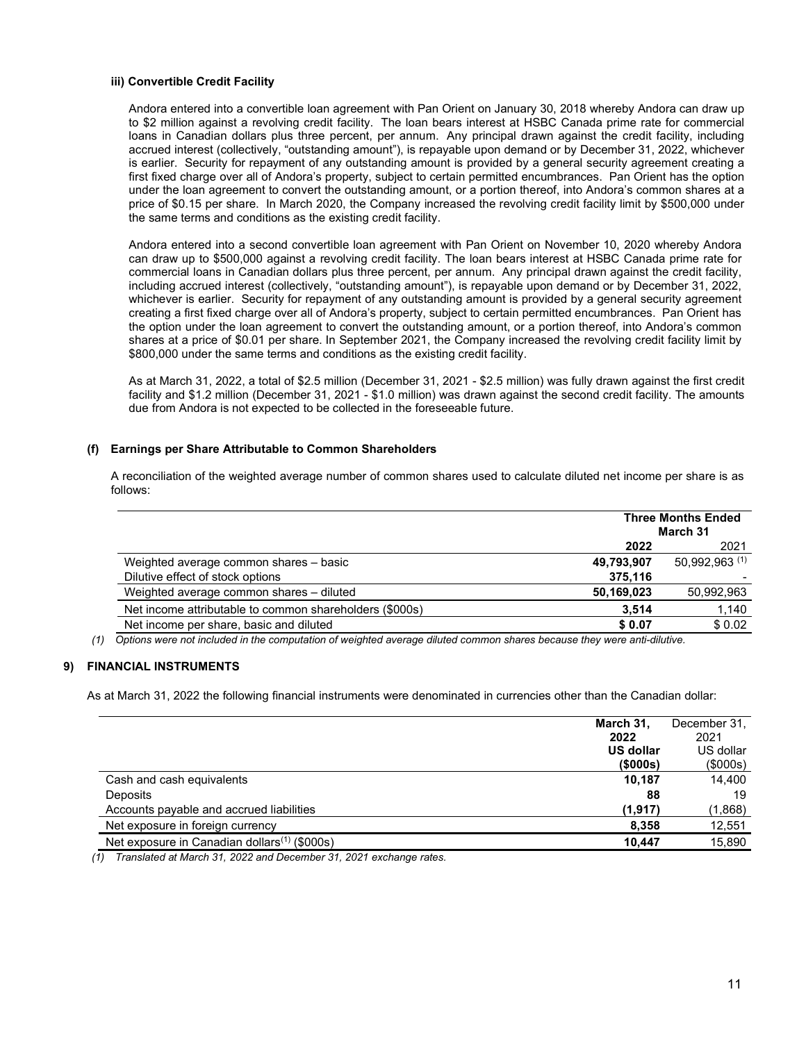#### iii) Convertible Credit Facility

Andora entered into a convertible loan agreement with Pan Orient on January 30, 2018 whereby Andora can draw up to $2 million against a revolving credit facility. The loan bears interest at HSBC Canada prime rate for commercial loans in Canadian dollars plus three percent, per annum. Any principal drawn against the credit facility, including accrued interest (collectively, "outstanding amount"), is repayable upon demand or by December 31, 2022, whichever is earlier. Security for repayment of any outstanding amount is provided by a general security agreement creating a first fixed charge over all of Andora's property, subject to certain permitted encumbrances. Pan Orient has the option under the loan agreement to convert the outstanding amount, or a portion thereof, into Andora's common shares at a price of $0.15 per share. In March 2020, the Company increased the revolving credit facility limit by $500,000 under the same terms and conditions as the existing credit facility.

Andora entered into a second convertible loan agreement with Pan Orient on November 10, 2020 whereby Andora can draw up to $500,000 against a revolving credit facility. The loan bears interest at HSBC Canada prime rate for commercial loans in Canadian dollars plus three percent, per annum. Any principal drawn against the credit facility, including accrued interest (collectively, "outstanding amount"), is repayable upon demand or by December 31, 2022, whichever is earlier. Security for repayment of any outstanding amount is provided by a general security agreement creating a first fixed charge over all of Andora's property, subject to certain permitted encumbrances. Pan Orient has the option under the loan agreement to convert the outstanding amount, or a portion thereof, into Andora's common shares at a price of $0.01 per share. In September 2021, the Company increased the revolving credit facility limit by $800,000 under the same terms and conditions as the existing credit facility.

As at March 31, 2022, a total of $2.5 million (December 31, 2021 - $2.5 million) was fully drawn against the first credit facility and $1.2 million (December 31, 2021 - $1.0 million) was drawn against the second credit facility. The amounts due from Andora is not expected to be collected in the foreseeable future.

### (f) Earnings per Share Attributable to Common Shareholders

A reconciliation of the weighted average number of common shares used to calculate diluted net income per share is as follows:

| | Three Months Ended March 31 | |
|---|---|---|
| | **2022** | 2021 |
| Weighted average common shares – basic | **49,793,907** | 50,992,963 [1] |
| Dilutive effect of stock options | **375,116** | - |
| Weighted average common shares – diluted | **50,169,023** | 50,992,963 |
| Net income attributable to common shareholders ($000s) | **3,514** | 1,140 |
| Net income per share, basic and diluted | **$ 0.07** | $ 0.02 |

*(1) Options were not included in the computation of weighted average diluted common shares because they were anti-dilutive.*

## 9) FINANCIAL INSTRUMENTS

As at March 31, 2022 the following financial instruments were denominated in currencies other than the Canadian dollar:

| | **March 31, 2022 US dollar ($000s)** | December 31, 2021 US dollar ($000s) |
|---|---|---|
| Cash and cash equivalents | **10,187** | 14,400 |
| Deposits | **88** | 19 |
| Accounts payable and accrued liabilities | **(1,917)** | (1,868) |
| Net exposure in foreign currency | **8,358** | 12,551 |
| Net exposure in Canadian dollars[1] ($000s) | **10,447** | 15,890 |

*(1) Translated at March 31, 2022 and December 31, 2021 exchange rates.*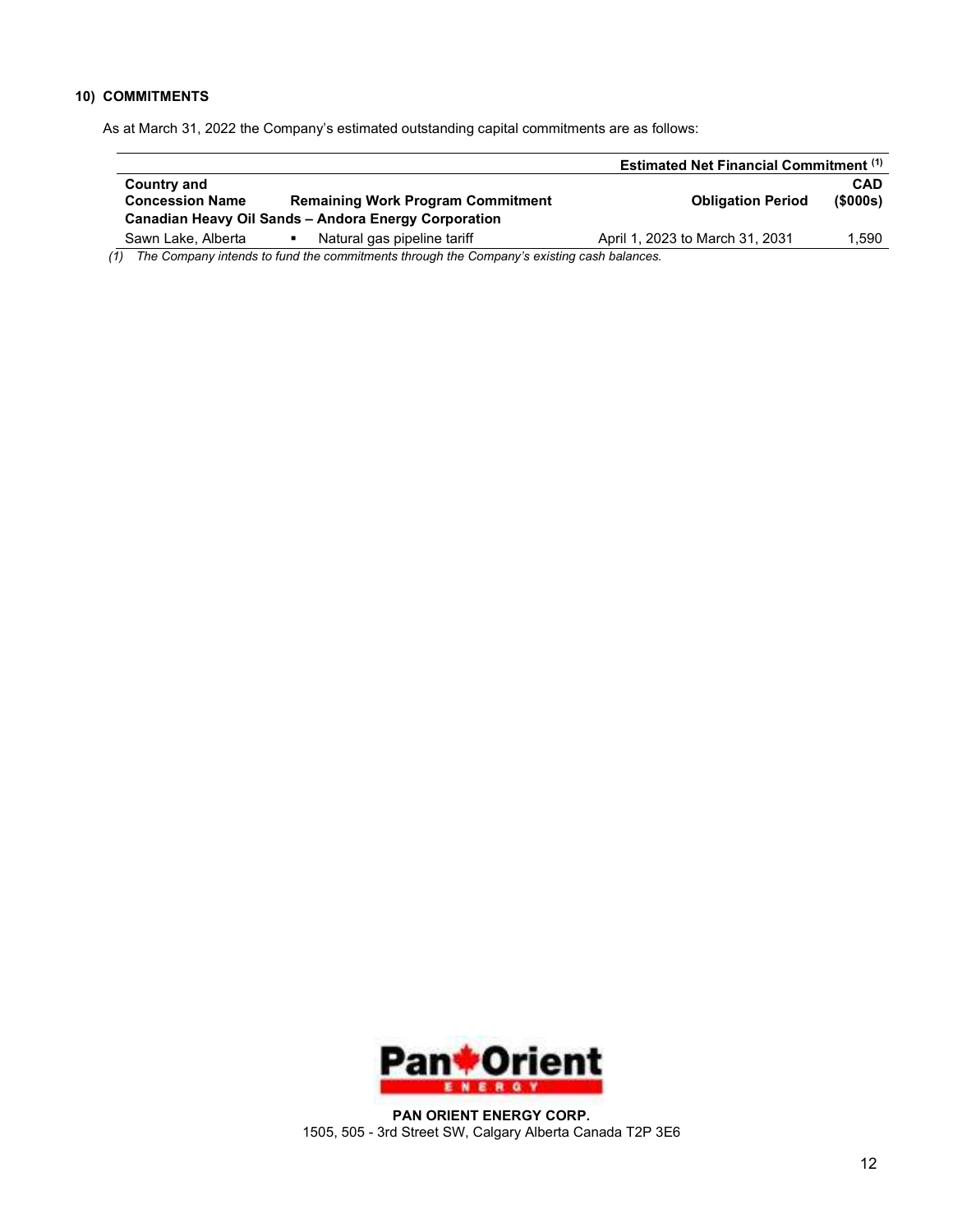## 10) COMMITMENTS

As at March 31, 2022 the Company's estimated outstanding capital commitments are as follows:

| | | Estimated Net Financial Commitment [(1)] | |
|---|---|---|---|
| **Country and Concession Name** | **Remaining Work Program Commitment** | **Obligation Period** | **CAD ($000s)** |
| **Canadian Heavy Oil Sands – Andora Energy Corporation** | | | |
| Sawn Lake, Alberta | ▪ Natural gas pipeline tariff | April 1, 2023 to March 31, 2031 | 1,590 |

*(1) The Company intends to fund the commitments through the Company's existing cash balances.*

**PAN ORIENT ENERGY CORP.**
1505, 505 - 3rd Street SW, Calgary Alberta Canada T2P 3E6